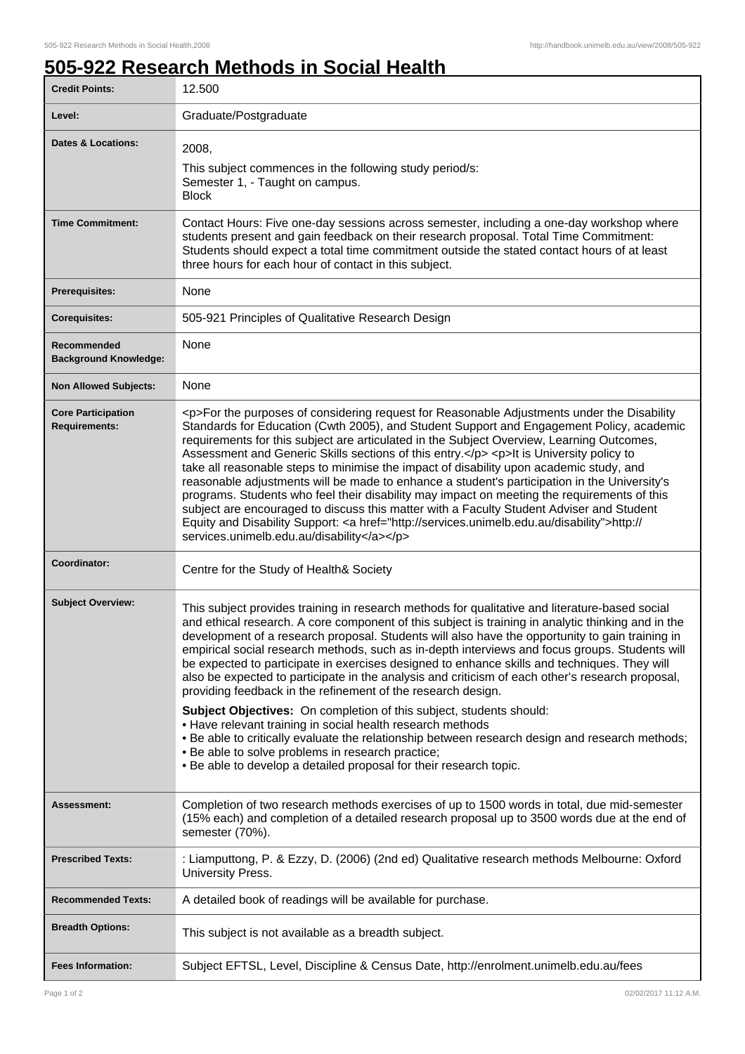# 505-922 Research Methods in Social Health

| | |
|---|---|
| **Credit Points:** | 12.500 |
| **Level:** | Graduate/Postgraduate |
| **Dates & Locations:** | 2008,<br>This subject commences in the following study period/s:<br>Semester 1, - Taught on campus.<br>Block |
| **Time Commitment:** | Contact Hours: Five one-day sessions across semester, including a one-day workshop where students present and gain feedback on their research proposal. Total Time Commitment: Students should expect a total time commitment outside the stated contact hours of at least three hours for each hour of contact in this subject. |
| **Prerequisites:** | None |
| **Corequisites:** | 505-921 Principles of Qualitative Research Design |
| **Recommended Background Knowledge:** | None |
| **Non Allowed Subjects:** | None |
| **Core Participation Requirements:** | <p>For the purposes of considering request for Reasonable Adjustments under the Disability Standards for Education (Cwth 2005), and Student Support and Engagement Policy, academic requirements for this subject are articulated in the Subject Overview, Learning Outcomes, Assessment and Generic Skills sections of this entry.</p> <p>It is University policy to take all reasonable steps to minimise the impact of disability upon academic study, and reasonable adjustments will be made to enhance a student's participation in the University's programs. Students who feel their disability may impact on meeting the requirements of this subject are encouraged to discuss this matter with a Faculty Student Adviser and Student Equity and Disability Support: <a href="http://services.unimelb.edu.au/disability">http://services.unimelb.edu.au/disability</a></p> |
| **Coordinator:** | Centre for the Study of Health& Society |
| **Subject Overview:** | This subject provides training in research methods for qualitative and literature-based social and ethical research. A core component of this subject is training in analytic thinking and in the development of a research proposal. Students will also have the opportunity to gain training in empirical social research methods, such as in-depth interviews and focus groups. Students will be expected to participate in exercises designed to enhance skills and techniques. They will also be expected to participate in the analysis and criticism of each other's research proposal, providing feedback in the refinement of the research design.<br><br>**Subject Objectives:** On completion of this subject, students should:<br>• Have relevant training in social health research methods<br>• Be able to critically evaluate the relationship between research design and research methods;<br>• Be able to solve problems in research practice;<br>• Be able to develop a detailed proposal for their research topic. |
| **Assessment:** | Completion of two research methods exercises of up to 1500 words in total, due mid-semester (15% each) and completion of a detailed research proposal up to 3500 words due at the end of semester (70%). |
| **Prescribed Texts:** | : Liamputtong, P. & Ezzy, D. (2006) (2nd ed) Qualitative research methods Melbourne: Oxford University Press. |
| **Recommended Texts:** | A detailed book of readings will be available for purchase. |
| **Breadth Options:** | This subject is not available as a breadth subject. |
| **Fees Information:** | Subject EFTSL, Level, Discipline & Census Date, http://enrolment.unimelb.edu.au/fees |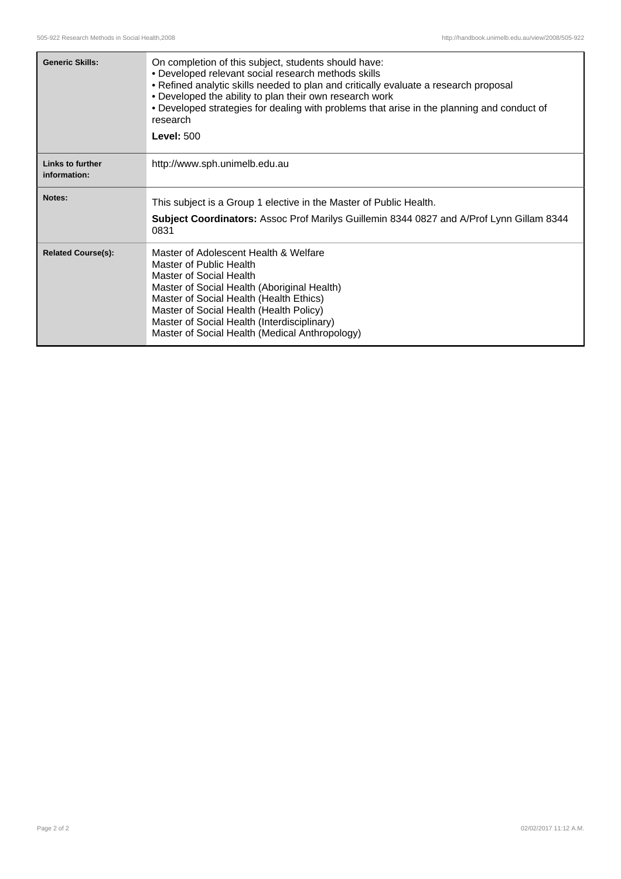| | |
|---|---|
| **Generic Skills:** | On completion of this subject, students should have: • Developed relevant social research methods skills • Refined analytic skills needed to plan and critically evaluate a research proposal • Developed the ability to plan their own research work • Developed strategies for dealing with problems that arise in the planning and conduct of research **Level:** 500 |
| **Links to further information:** | http://www.sph.unimelb.edu.au |
| **Notes:** | This subject is a Group 1 elective in the Master of Public Health. **Subject Coordinators:** Assoc Prof Marilys Guillemin 8344 0827 and A/Prof Lynn Gillam 8344 0831 |
| **Related Course(s):** | Master of Adolescent Health & Welfare Master of Public Health Master of Social Health Master of Social Health (Aboriginal Health) Master of Social Health (Health Ethics) Master of Social Health (Health Policy) Master of Social Health (Interdisciplinary) Master of Social Health (Medical Anthropology) |